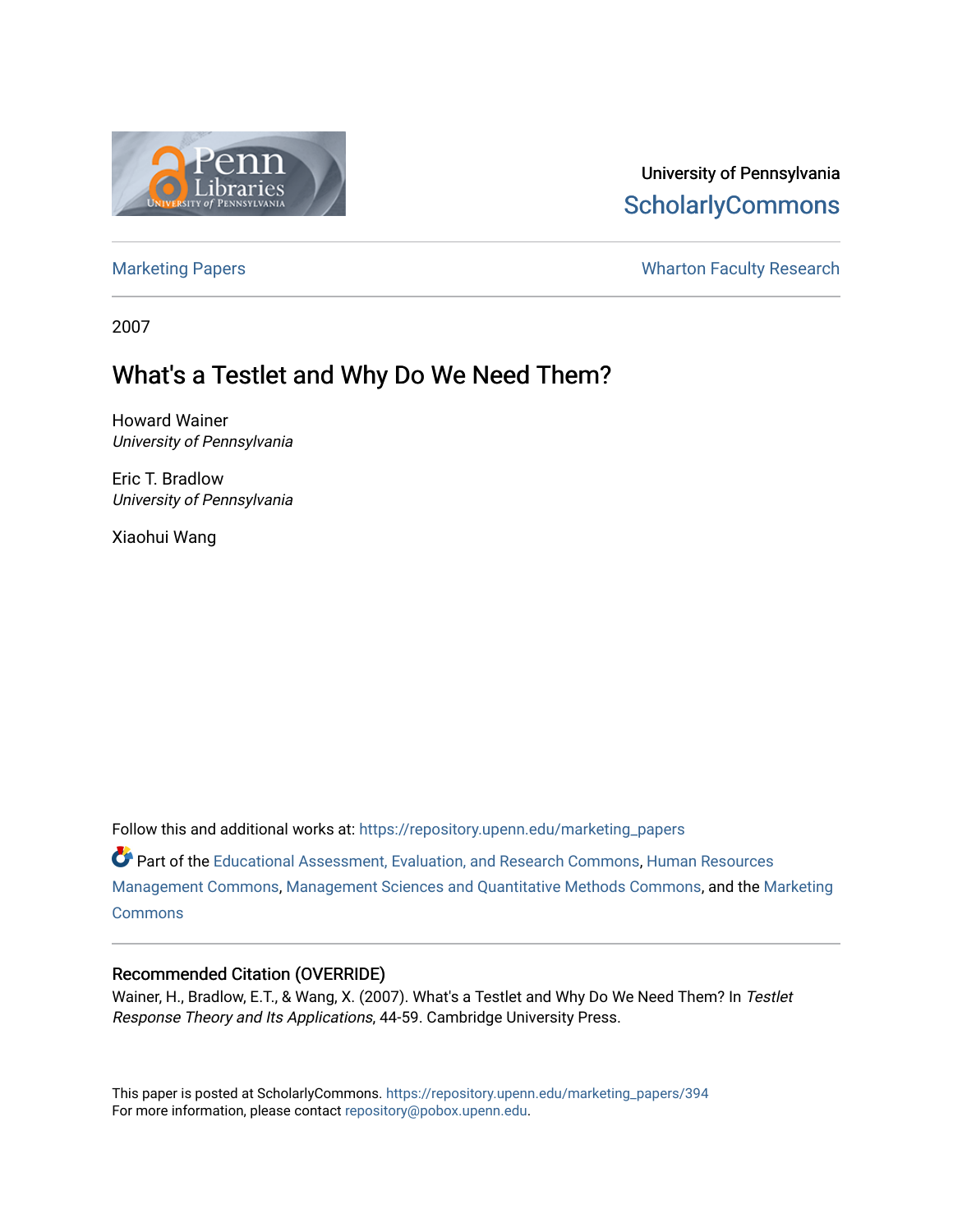University of Pennsylvania
ScholarlyCommons

Marketing Papers | Wharton Faculty Research

2007

# What's a Testlet and Why Do We Need Them?

Howard Wainer
*University of Pennsylvania*

Eric T. Bradlow
*University of Pennsylvania*

Xiaohui Wang

Follow this and additional works at: https://repository.upenn.edu/marketing_papers

Part of the Educational Assessment, Evaluation, and Research Commons, Human Resources Management Commons, Management Sciences and Quantitative Methods Commons, and the Marketing Commons

### Recommended Citation (OVERRIDE)

Wainer, H., Bradlow, E.T., & Wang, X. (2007). What's a Testlet and Why Do We Need Them? In *Testlet Response Theory and Its Applications*, 44-59. Cambridge University Press.

This paper is posted at ScholarlyCommons. https://repository.upenn.edu/marketing_papers/394
For more information, please contact repository@pobox.upenn.edu.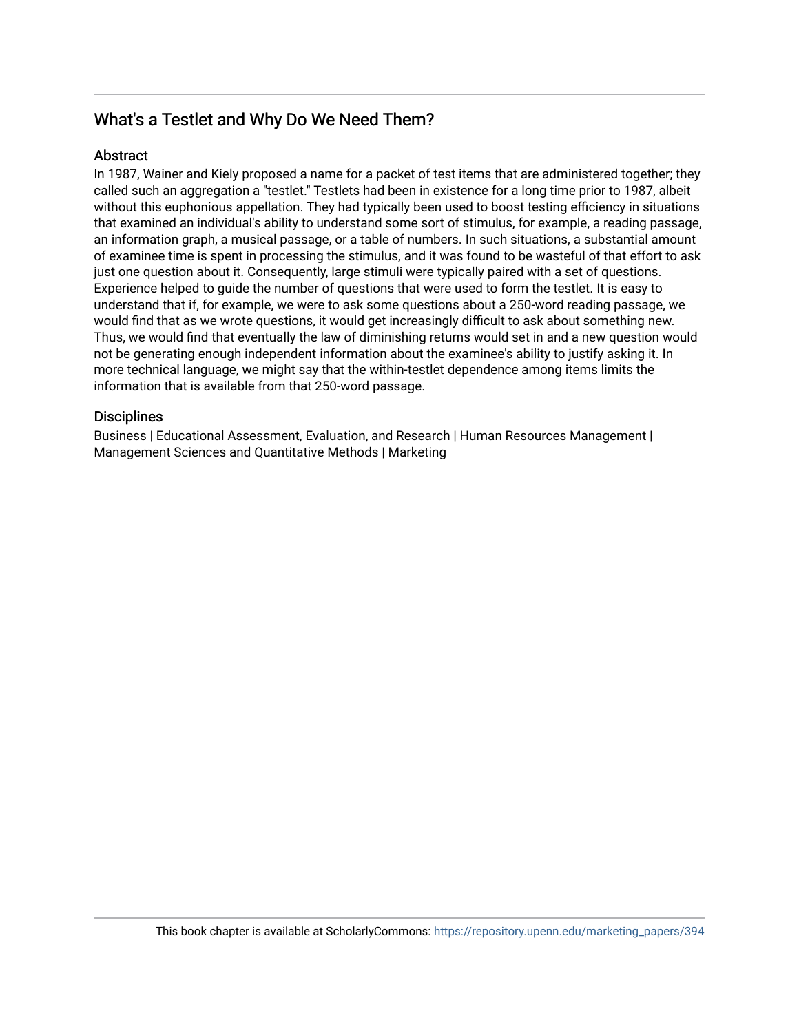## What's a Testlet and Why Do We Need Them?

### Abstract

In 1987, Wainer and Kiely proposed a name for a packet of test items that are administered together; they called such an aggregation a "testlet." Testlets had been in existence for a long time prior to 1987, albeit without this euphonious appellation. They had typically been used to boost testing efficiency in situations that examined an individual's ability to understand some sort of stimulus, for example, a reading passage, an information graph, a musical passage, or a table of numbers. In such situations, a substantial amount of examinee time is spent in processing the stimulus, and it was found to be wasteful of that effort to ask just one question about it. Consequently, large stimuli were typically paired with a set of questions. Experience helped to guide the number of questions that were used to form the testlet. It is easy to understand that if, for example, we were to ask some questions about a 250-word reading passage, we would find that as we wrote questions, it would get increasingly difficult to ask about something new. Thus, we would find that eventually the law of diminishing returns would set in and a new question would not be generating enough independent information about the examinee's ability to justify asking it. In more technical language, we might say that the within-testlet dependence among items limits the information that is available from that 250-word passage.

### Disciplines

Business | Educational Assessment, Evaluation, and Research | Human Resources Management | Management Sciences and Quantitative Methods | Marketing

This book chapter is available at ScholarlyCommons: https://repository.upenn.edu/marketing_papers/394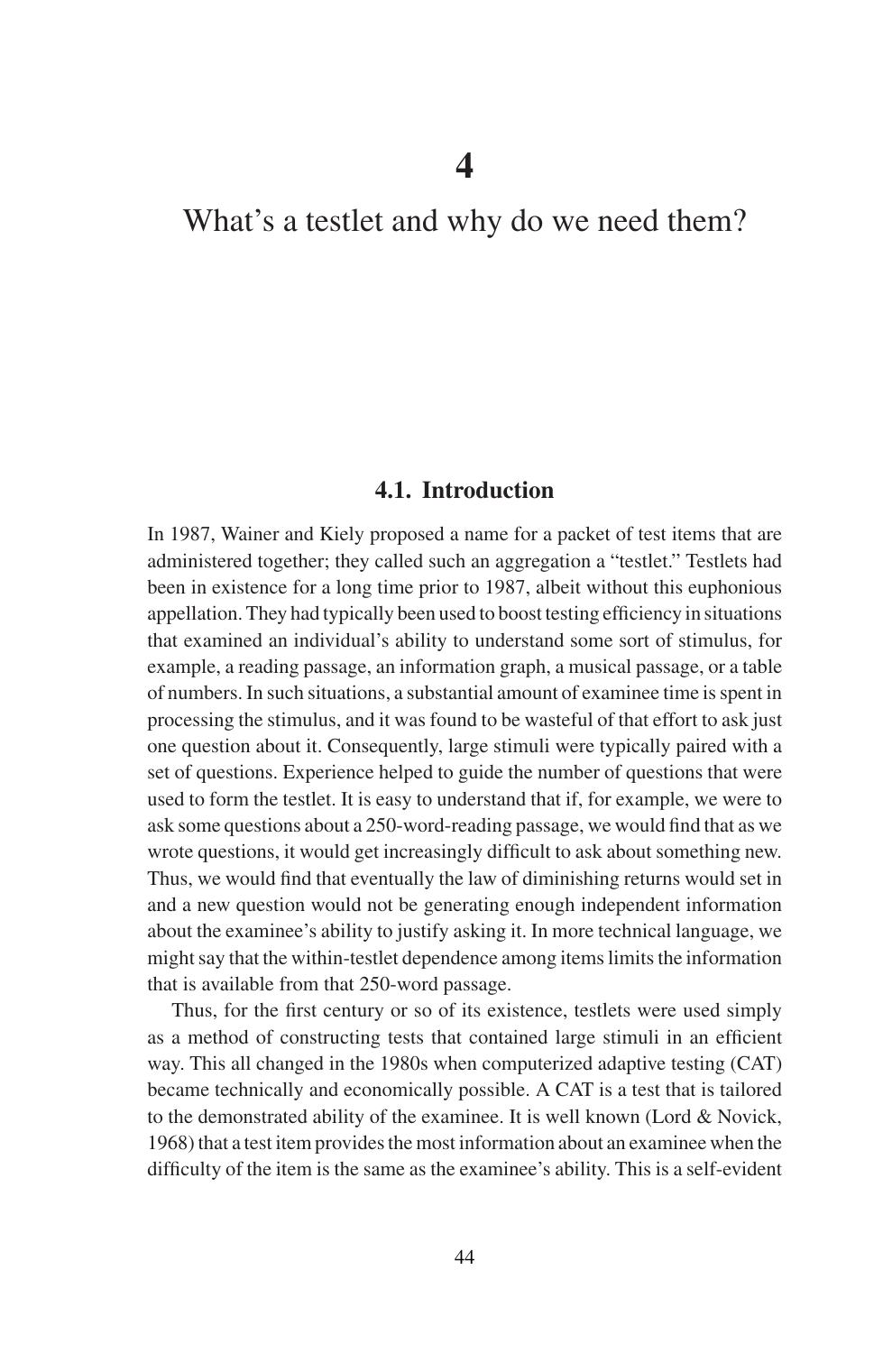# 4

# What's a testlet and why do we need them?

## 4.1. Introduction

In 1987, Wainer and Kiely proposed a name for a packet of test items that are administered together; they called such an aggregation a "testlet." Testlets had been in existence for a long time prior to 1987, albeit without this euphonious appellation. They had typically been used to boost testing efficiency in situations that examined an individual's ability to understand some sort of stimulus, for example, a reading passage, an information graph, a musical passage, or a table of numbers. In such situations, a substantial amount of examinee time is spent in processing the stimulus, and it was found to be wasteful of that effort to ask just one question about it. Consequently, large stimuli were typically paired with a set of questions. Experience helped to guide the number of questions that were used to form the testlet. It is easy to understand that if, for example, we were to ask some questions about a 250-word-reading passage, we would find that as we wrote questions, it would get increasingly difficult to ask about something new. Thus, we would find that eventually the law of diminishing returns would set in and a new question would not be generating enough independent information about the examinee's ability to justify asking it. In more technical language, we might say that the within-testlet dependence among items limits the information that is available from that 250-word passage.

Thus, for the first century or so of its existence, testlets were used simply as a method of constructing tests that contained large stimuli in an efficient way. This all changed in the 1980s when computerized adaptive testing (CAT) became technically and economically possible. A CAT is a test that is tailored to the demonstrated ability of the examinee. It is well known (Lord & Novick, 1968) that a test item provides the most information about an examinee when the difficulty of the item is the same as the examinee's ability. This is a self-evident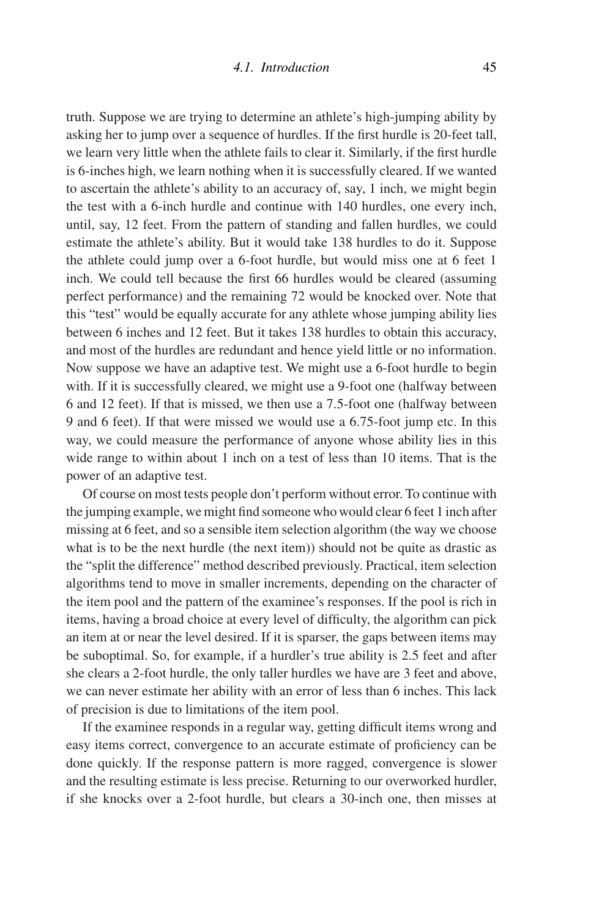truth. Suppose we are trying to determine an athlete's high-jumping ability by asking her to jump over a sequence of hurdles. If the first hurdle is 20-feet tall, we learn very little when the athlete fails to clear it. Similarly, if the first hurdle is 6-inches high, we learn nothing when it is successfully cleared. If we wanted to ascertain the athlete's ability to an accuracy of, say, 1 inch, we might begin the test with a 6-inch hurdle and continue with 140 hurdles, one every inch, until, say, 12 feet. From the pattern of standing and fallen hurdles, we could estimate the athlete's ability. But it would take 138 hurdles to do it. Suppose the athlete could jump over a 6-foot hurdle, but would miss one at 6 feet 1 inch. We could tell because the first 66 hurdles would be cleared (assuming perfect performance) and the remaining 72 would be knocked over. Note that this "test" would be equally accurate for any athlete whose jumping ability lies between 6 inches and 12 feet. But it takes 138 hurdles to obtain this accuracy, and most of the hurdles are redundant and hence yield little or no information. Now suppose we have an adaptive test. We might use a 6-foot hurdle to begin with. If it is successfully cleared, we might use a 9-foot one (halfway between 6 and 12 feet). If that is missed, we then use a 7.5-foot one (halfway between 9 and 6 feet). If that were missed we would use a 6.75-foot jump etc. In this way, we could measure the performance of anyone whose ability lies in this wide range to within about 1 inch on a test of less than 10 items. That is the power of an adaptive test.

Of course on most tests people don't perform without error. To continue with the jumping example, we might find someone who would clear 6 feet 1 inch after missing at 6 feet, and so a sensible item selection algorithm (the way we choose what is to be the next hurdle (the next item)) should not be quite as drastic as the "split the difference" method described previously. Practical, item selection algorithms tend to move in smaller increments, depending on the character of the item pool and the pattern of the examinee's responses. If the pool is rich in items, having a broad choice at every level of difficulty, the algorithm can pick an item at or near the level desired. If it is sparser, the gaps between items may be suboptimal. So, for example, if a hurdler's true ability is 2.5 feet and after she clears a 2-foot hurdle, the only taller hurdles we have are 3 feet and above, we can never estimate her ability with an error of less than 6 inches. This lack of precision is due to limitations of the item pool.

If the examinee responds in a regular way, getting difficult items wrong and easy items correct, convergence to an accurate estimate of proficiency can be done quickly. If the response pattern is more ragged, convergence is slower and the resulting estimate is less precise. Returning to our overworked hurdler, if she knocks over a 2-foot hurdle, but clears a 30-inch one, then misses at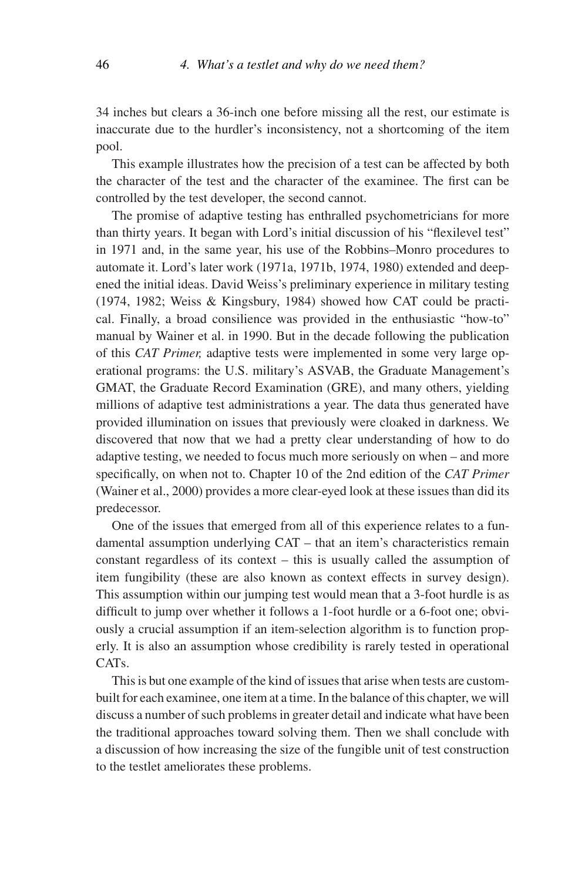34 inches but clears a 36-inch one before missing all the rest, our estimate is inaccurate due to the hurdler's inconsistency, not a shortcoming of the item pool.

This example illustrates how the precision of a test can be affected by both the character of the test and the character of the examinee. The first can be controlled by the test developer, the second cannot.

The promise of adaptive testing has enthralled psychometricians for more than thirty years. It began with Lord's initial discussion of his "flexilevel test" in 1971 and, in the same year, his use of the Robbins–Monro procedures to automate it. Lord's later work (1971a, 1971b, 1974, 1980) extended and deepened the initial ideas. David Weiss's preliminary experience in military testing (1974, 1982; Weiss & Kingsbury, 1984) showed how CAT could be practical. Finally, a broad consilience was provided in the enthusiastic "how-to" manual by Wainer et al. in 1990. But in the decade following the publication of this *CAT Primer,* adaptive tests were implemented in some very large operational programs: the U.S. military's ASVAB, the Graduate Management's GMAT, the Graduate Record Examination (GRE), and many others, yielding millions of adaptive test administrations a year. The data thus generated have provided illumination on issues that previously were cloaked in darkness. We discovered that now that we had a pretty clear understanding of how to do adaptive testing, we needed to focus much more seriously on when – and more specifically, on when not to. Chapter 10 of the 2nd edition of the *CAT Primer* (Wainer et al., 2000) provides a more clear-eyed look at these issues than did its predecessor.

One of the issues that emerged from all of this experience relates to a fundamental assumption underlying CAT – that an item's characteristics remain constant regardless of its context – this is usually called the assumption of item fungibility (these are also known as context effects in survey design). This assumption within our jumping test would mean that a 3-foot hurdle is as difficult to jump over whether it follows a 1-foot hurdle or a 6-foot one; obviously a crucial assumption if an item-selection algorithm is to function properly. It is also an assumption whose credibility is rarely tested in operational CATs.

This is but one example of the kind of issues that arise when tests are custom-built for each examinee, one item at a time. In the balance of this chapter, we will discuss a number of such problems in greater detail and indicate what have been the traditional approaches toward solving them. Then we shall conclude with a discussion of how increasing the size of the fungible unit of test construction to the testlet ameliorates these problems.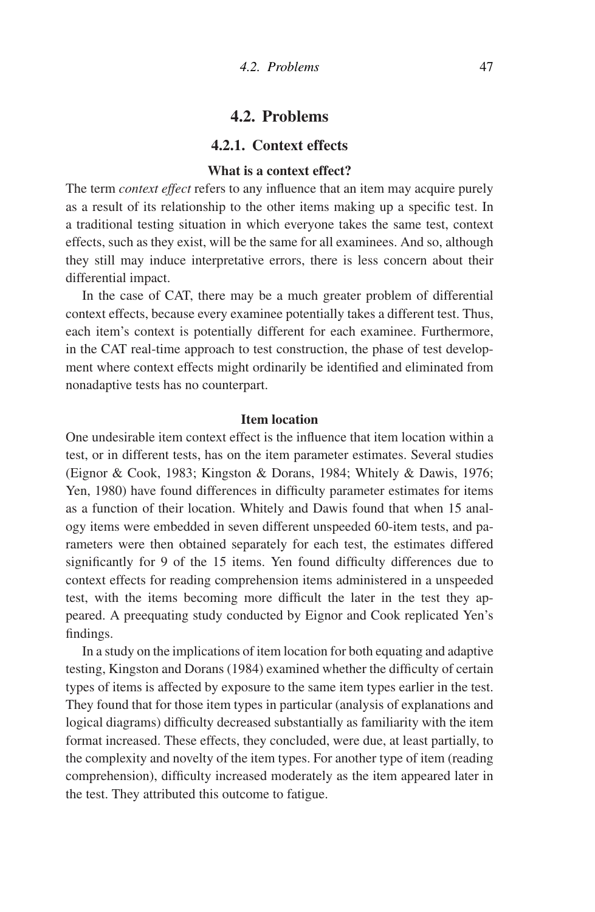## 4.2. Problems

### 4.2.1. Context effects

#### What is a context effect?

The term *context effect* refers to any influence that an item may acquire purely as a result of its relationship to the other items making up a specific test. In a traditional testing situation in which everyone takes the same test, context effects, such as they exist, will be the same for all examinees. And so, although they still may induce interpretative errors, there is less concern about their differential impact.

In the case of CAT, there may be a much greater problem of differential context effects, because every examinee potentially takes a different test. Thus, each item's context is potentially different for each examinee. Furthermore, in the CAT real-time approach to test construction, the phase of test development where context effects might ordinarily be identified and eliminated from nonadaptive tests has no counterpart.

#### Item location

One undesirable item context effect is the influence that item location within a test, or in different tests, has on the item parameter estimates. Several studies (Eignor & Cook, 1983; Kingston & Dorans, 1984; Whitely & Dawis, 1976; Yen, 1980) have found differences in difficulty parameter estimates for items as a function of their location. Whitely and Dawis found that when 15 analogy items were embedded in seven different unspeeded 60-item tests, and parameters were then obtained separately for each test, the estimates differed significantly for 9 of the 15 items. Yen found difficulty differences due to context effects for reading comprehension items administered in a unspeeded test, with the items becoming more difficult the later in the test they appeared. A preequating study conducted by Eignor and Cook replicated Yen's findings.

In a study on the implications of item location for both equating and adaptive testing, Kingston and Dorans (1984) examined whether the difficulty of certain types of items is affected by exposure to the same item types earlier in the test. They found that for those item types in particular (analysis of explanations and logical diagrams) difficulty decreased substantially as familiarity with the item format increased. These effects, they concluded, were due, at least partially, to the complexity and novelty of the item types. For another type of item (reading comprehension), difficulty increased moderately as the item appeared later in the test. They attributed this outcome to fatigue.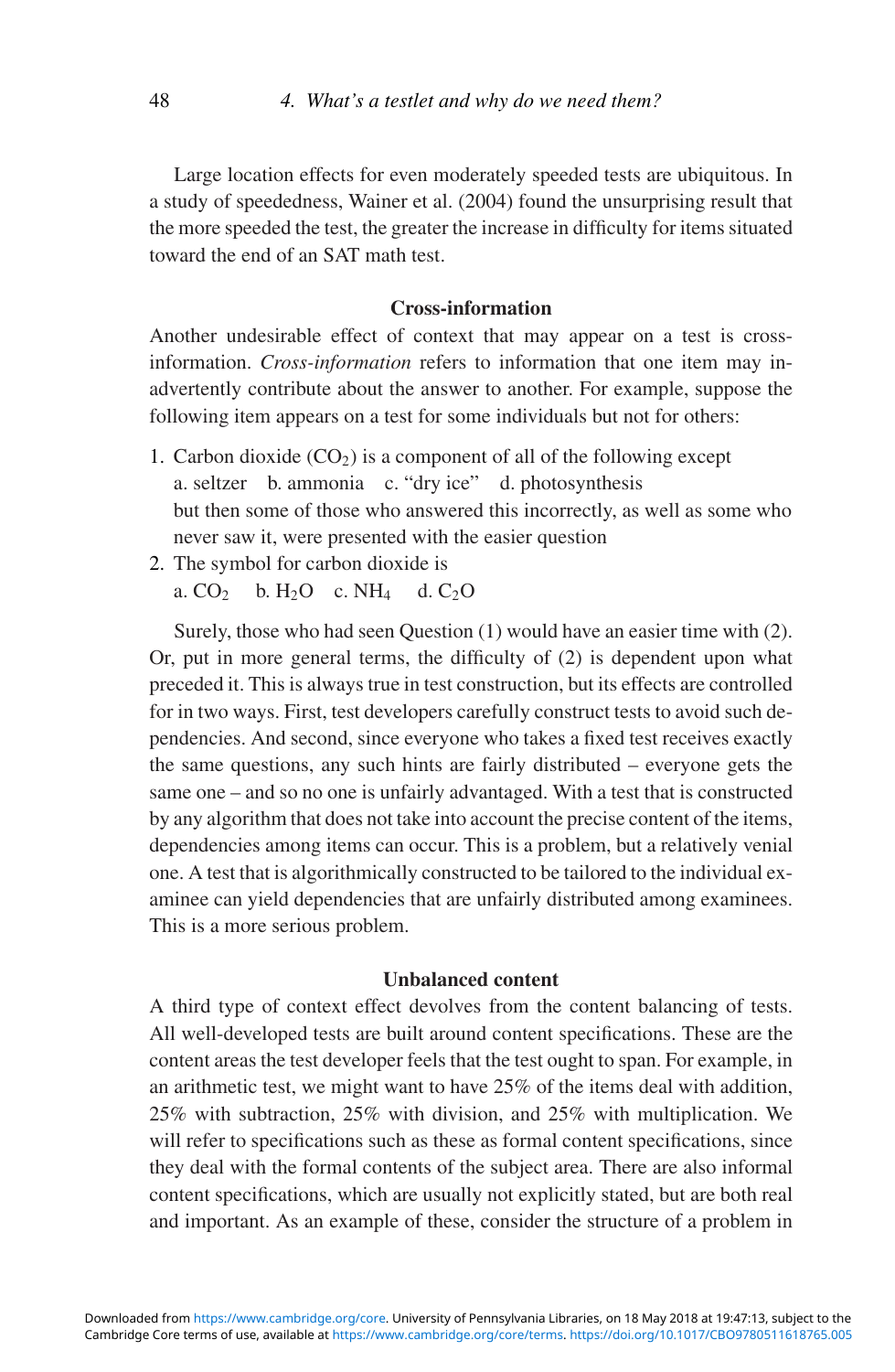Large location effects for even moderately speeded tests are ubiquitous. In a study of speededness, Wainer et al. (2004) found the unsurprising result that the more speeded the test, the greater the increase in difficulty for items situated toward the end of an SAT math test.

### Cross-information

Another undesirable effect of context that may appear on a test is cross-information. *Cross-information* refers to information that one item may inadvertently contribute about the answer to another. For example, suppose the following item appears on a test for some individuals but not for others:

1. Carbon dioxide ($CO_2$) is a component of all of the following except
   a. seltzer b. ammonia c. "dry ice" d. photosynthesis
   but then some of those who answered this incorrectly, as well as some who never saw it, were presented with the easier question
2. The symbol for carbon dioxide is
   a. $CO_2$ b. $H_2O$ c. $NH_4$ d. $C_2O$

Surely, those who had seen Question (1) would have an easier time with (2). Or, put in more general terms, the difficulty of (2) is dependent upon what preceded it. This is always true in test construction, but its effects are controlled for in two ways. First, test developers carefully construct tests to avoid such dependencies. And second, since everyone who takes a fixed test receives exactly the same questions, any such hints are fairly distributed – everyone gets the same one – and so no one is unfairly advantaged. With a test that is constructed by any algorithm that does not take into account the precise content of the items, dependencies among items can occur. This is a problem, but a relatively venial one. A test that is algorithmically constructed to be tailored to the individual examinee can yield dependencies that are unfairly distributed among examinees. This is a more serious problem.

### Unbalanced content

A third type of context effect devolves from the content balancing of tests. All well-developed tests are built around content specifications. These are the content areas the test developer feels that the test ought to span. For example, in an arithmetic test, we might want to have 25% of the items deal with addition, 25% with subtraction, 25% with division, and 25% with multiplication. We will refer to specifications such as these as formal content specifications, since they deal with the formal contents of the subject area. There are also informal content specifications, which are usually not explicitly stated, but are both real and important. As an example of these, consider the structure of a problem in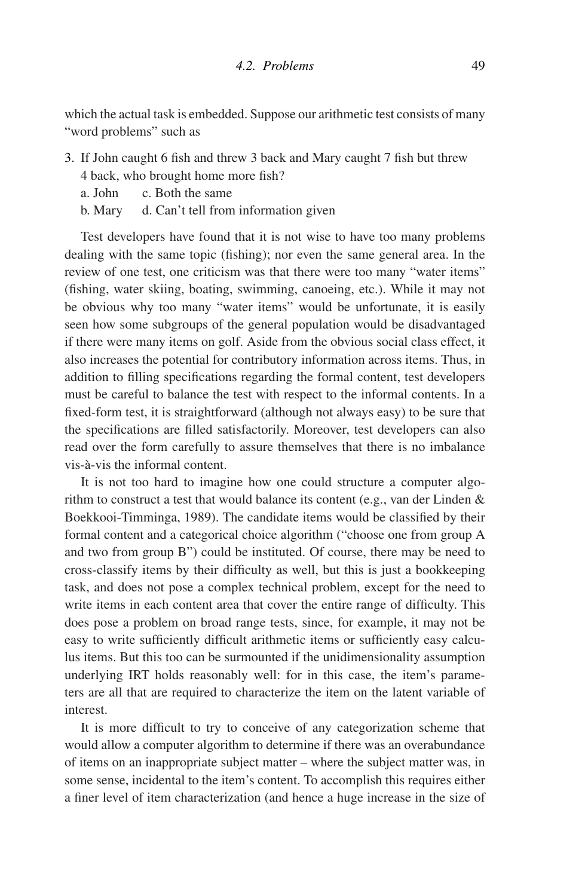which the actual task is embedded. Suppose our arithmetic test consists of many "word problems" such as

3. If John caught 6 fish and threw 3 back and Mary caught 7 fish but threw 4 back, who brought home more fish?
   a. John  c. Both the same
   b. Mary  d. Can't tell from information given

Test developers have found that it is not wise to have too many problems dealing with the same topic (fishing); nor even the same general area. In the review of one test, one criticism was that there were too many "water items" (fishing, water skiing, boating, swimming, canoeing, etc.). While it may not be obvious why too many "water items" would be unfortunate, it is easily seen how some subgroups of the general population would be disadvantaged if there were many items on golf. Aside from the obvious social class effect, it also increases the potential for contributory information across items. Thus, in addition to filling specifications regarding the formal content, test developers must be careful to balance the test with respect to the informal contents. In a fixed-form test, it is straightforward (although not always easy) to be sure that the specifications are filled satisfactorily. Moreover, test developers can also read over the form carefully to assure themselves that there is no imbalance vis-à-vis the informal content.

It is not too hard to imagine how one could structure a computer algorithm to construct a test that would balance its content (e.g., van der Linden & Boekkooi-Timminga, 1989). The candidate items would be classified by their formal content and a categorical choice algorithm ("choose one from group A and two from group B") could be instituted. Of course, there may be need to cross-classify items by their difficulty as well, but this is just a bookkeeping task, and does not pose a complex technical problem, except for the need to write items in each content area that cover the entire range of difficulty. This does pose a problem on broad range tests, since, for example, it may not be easy to write sufficiently difficult arithmetic items or sufficiently easy calculus items. But this too can be surmounted if the unidimensionality assumption underlying IRT holds reasonably well: for in this case, the item's parameters are all that are required to characterize the item on the latent variable of interest.

It is more difficult to try to conceive of any categorization scheme that would allow a computer algorithm to determine if there was an overabundance of items on an inappropriate subject matter – where the subject matter was, in some sense, incidental to the item's content. To accomplish this requires either a finer level of item characterization (and hence a huge increase in the size of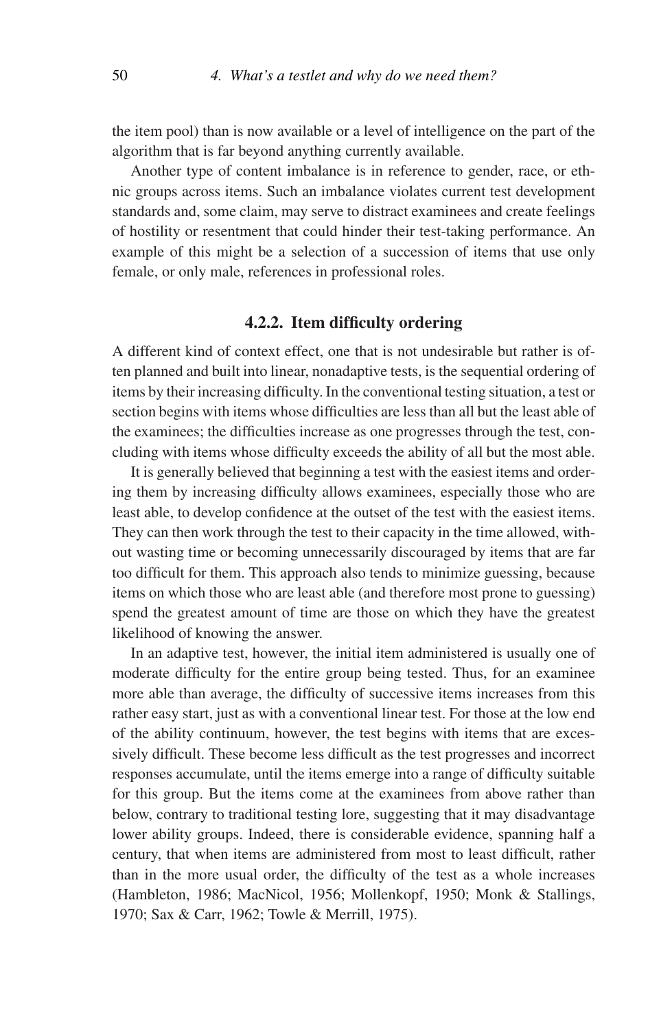the item pool) than is now available or a level of intelligence on the part of the algorithm that is far beyond anything currently available.

Another type of content imbalance is in reference to gender, race, or ethnic groups across items. Such an imbalance violates current test development standards and, some claim, may serve to distract examinees and create feelings of hostility or resentment that could hinder their test-taking performance. An example of this might be a selection of a succession of items that use only female, or only male, references in professional roles.

### 4.2.2. Item difficulty ordering

A different kind of context effect, one that is not undesirable but rather is often planned and built into linear, nonadaptive tests, is the sequential ordering of items by their increasing difficulty. In the conventional testing situation, a test or section begins with items whose difficulties are less than all but the least able of the examinees; the difficulties increase as one progresses through the test, concluding with items whose difficulty exceeds the ability of all but the most able.

It is generally believed that beginning a test with the easiest items and ordering them by increasing difficulty allows examinees, especially those who are least able, to develop confidence at the outset of the test with the easiest items. They can then work through the test to their capacity in the time allowed, without wasting time or becoming unnecessarily discouraged by items that are far too difficult for them. This approach also tends to minimize guessing, because items on which those who are least able (and therefore most prone to guessing) spend the greatest amount of time are those on which they have the greatest likelihood of knowing the answer.

In an adaptive test, however, the initial item administered is usually one of moderate difficulty for the entire group being tested. Thus, for an examinee more able than average, the difficulty of successive items increases from this rather easy start, just as with a conventional linear test. For those at the low end of the ability continuum, however, the test begins with items that are excessively difficult. These become less difficult as the test progresses and incorrect responses accumulate, until the items emerge into a range of difficulty suitable for this group. But the items come at the examinees from above rather than below, contrary to traditional testing lore, suggesting that it may disadvantage lower ability groups. Indeed, there is considerable evidence, spanning half a century, that when items are administered from most to least difficult, rather than in the more usual order, the difficulty of the test as a whole increases (Hambleton, 1986; MacNicol, 1956; Mollenkopf, 1950; Monk & Stallings, 1970; Sax & Carr, 1962; Towle & Merrill, 1975).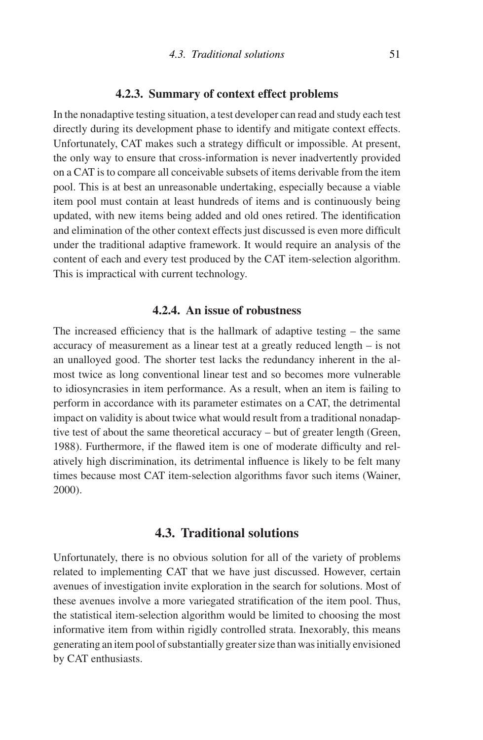### 4.2.3. Summary of context effect problems

In the nonadaptive testing situation, a test developer can read and study each test directly during its development phase to identify and mitigate context effects. Unfortunately, CAT makes such a strategy difficult or impossible. At present, the only way to ensure that cross-information is never inadvertently provided on a CAT is to compare all conceivable subsets of items derivable from the item pool. This is at best an unreasonable undertaking, especially because a viable item pool must contain at least hundreds of items and is continuously being updated, with new items being added and old ones retired. The identification and elimination of the other context effects just discussed is even more difficult under the traditional adaptive framework. It would require an analysis of the content of each and every test produced by the CAT item-selection algorithm. This is impractical with current technology.

### 4.2.4. An issue of robustness

The increased efficiency that is the hallmark of adaptive testing – the same accuracy of measurement as a linear test at a greatly reduced length – is not an unalloyed good. The shorter test lacks the redundancy inherent in the almost twice as long conventional linear test and so becomes more vulnerable to idiosyncrasies in item performance. As a result, when an item is failing to perform in accordance with its parameter estimates on a CAT, the detrimental impact on validity is about twice what would result from a traditional nonadaptive test of about the same theoretical accuracy – but of greater length (Green, 1988). Furthermore, if the flawed item is one of moderate difficulty and relatively high discrimination, its detrimental influence is likely to be felt many times because most CAT item-selection algorithms favor such items (Wainer, 2000).

## 4.3. Traditional solutions

Unfortunately, there is no obvious solution for all of the variety of problems related to implementing CAT that we have just discussed. However, certain avenues of investigation invite exploration in the search for solutions. Most of these avenues involve a more variegated stratification of the item pool. Thus, the statistical item-selection algorithm would be limited to choosing the most informative item from within rigidly controlled strata. Inexorably, this means generating an item pool of substantially greater size than was initially envisioned by CAT enthusiasts.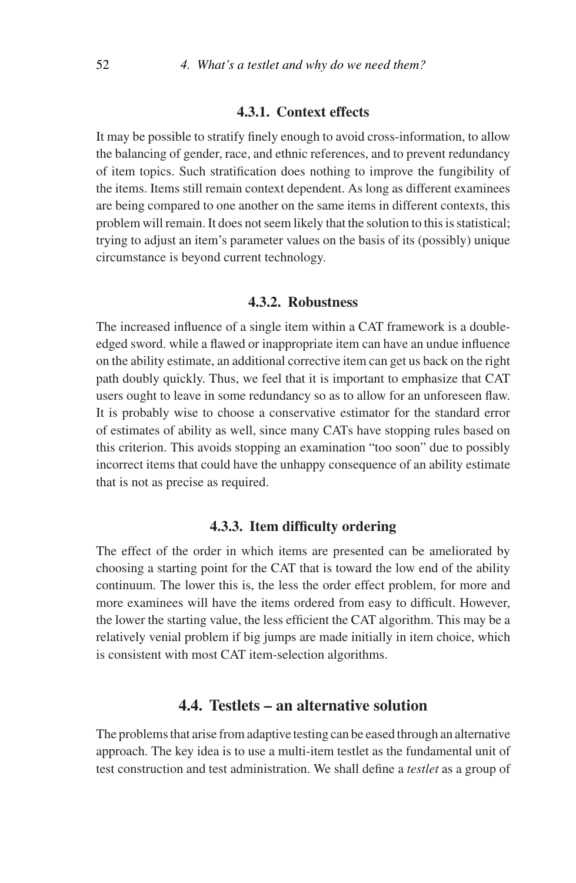### 4.3.1. Context effects

It may be possible to stratify finely enough to avoid cross-information, to allow the balancing of gender, race, and ethnic references, and to prevent redundancy of item topics. Such stratification does nothing to improve the fungibility of the items. Items still remain context dependent. As long as different examinees are being compared to one another on the same items in different contexts, this problem will remain. It does not seem likely that the solution to this is statistical; trying to adjust an item's parameter values on the basis of its (possibly) unique circumstance is beyond current technology.

### 4.3.2. Robustness

The increased influence of a single item within a CAT framework is a double-edged sword. while a flawed or inappropriate item can have an undue influence on the ability estimate, an additional corrective item can get us back on the right path doubly quickly. Thus, we feel that it is important to emphasize that CAT users ought to leave in some redundancy so as to allow for an unforeseen flaw. It is probably wise to choose a conservative estimator for the standard error of estimates of ability as well, since many CATs have stopping rules based on this criterion. This avoids stopping an examination "too soon" due to possibly incorrect items that could have the unhappy consequence of an ability estimate that is not as precise as required.

### 4.3.3. Item difficulty ordering

The effect of the order in which items are presented can be ameliorated by choosing a starting point for the CAT that is toward the low end of the ability continuum. The lower this is, the less the order effect problem, for more and more examinees will have the items ordered from easy to difficult. However, the lower the starting value, the less efficient the CAT algorithm. This may be a relatively venial problem if big jumps are made initially in item choice, which is consistent with most CAT item-selection algorithms.

## 4.4. Testlets – an alternative solution

The problems that arise from adaptive testing can be eased through an alternative approach. The key idea is to use a multi-item testlet as the fundamental unit of test construction and test administration. We shall define a *testlet* as a group of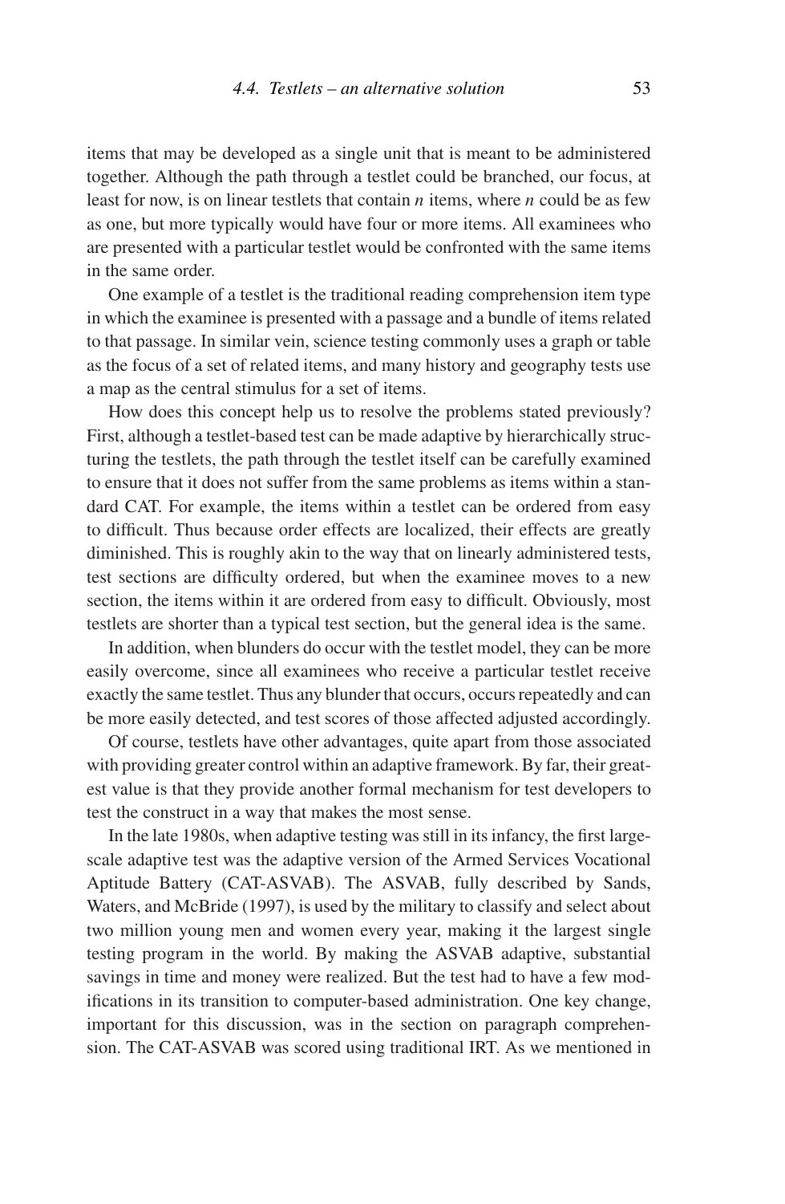items that may be developed as a single unit that is meant to be administered together. Although the path through a testlet could be branched, our focus, at least for now, is on linear testlets that contain $n$ items, where $n$ could be as few as one, but more typically would have four or more items. All examinees who are presented with a particular testlet would be confronted with the same items in the same order.

One example of a testlet is the traditional reading comprehension item type in which the examinee is presented with a passage and a bundle of items related to that passage. In similar vein, science testing commonly uses a graph or table as the focus of a set of related items, and many history and geography tests use a map as the central stimulus for a set of items.

How does this concept help us to resolve the problems stated previously? First, although a testlet-based test can be made adaptive by hierarchically structuring the testlets, the path through the testlet itself can be carefully examined to ensure that it does not suffer from the same problems as items within a standard CAT. For example, the items within a testlet can be ordered from easy to difficult. Thus because order effects are localized, their effects are greatly diminished. This is roughly akin to the way that on linearly administered tests, test sections are difficulty ordered, but when the examinee moves to a new section, the items within it are ordered from easy to difficult. Obviously, most testlets are shorter than a typical test section, but the general idea is the same.

In addition, when blunders do occur with the testlet model, they can be more easily overcome, since all examinees who receive a particular testlet receive exactly the same testlet. Thus any blunder that occurs, occurs repeatedly and can be more easily detected, and test scores of those affected adjusted accordingly.

Of course, testlets have other advantages, quite apart from those associated with providing greater control within an adaptive framework. By far, their greatest value is that they provide another formal mechanism for test developers to test the construct in a way that makes the most sense.

In the late 1980s, when adaptive testing was still in its infancy, the first large-scale adaptive test was the adaptive version of the Armed Services Vocational Aptitude Battery (CAT-ASVAB). The ASVAB, fully described by Sands, Waters, and McBride (1997), is used by the military to classify and select about two million young men and women every year, making it the largest single testing program in the world. By making the ASVAB adaptive, substantial savings in time and money were realized. But the test had to have a few modifications in its transition to computer-based administration. One key change, important for this discussion, was in the section on paragraph comprehension. The CAT-ASVAB was scored using traditional IRT. As we mentioned in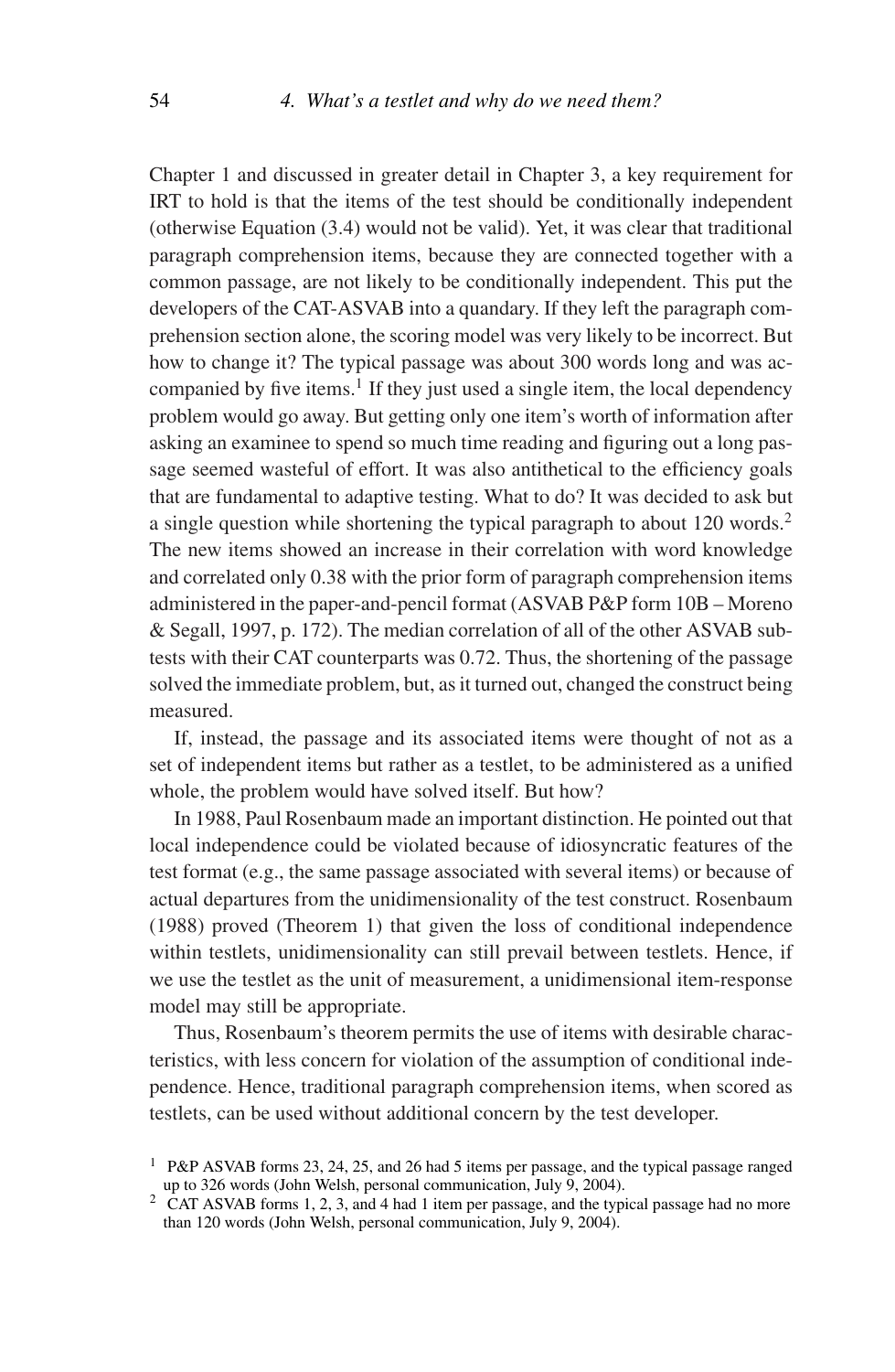Chapter 1 and discussed in greater detail in Chapter 3, a key requirement for IRT to hold is that the items of the test should be conditionally independent (otherwise Equation (3.4) would not be valid). Yet, it was clear that traditional paragraph comprehension items, because they are connected together with a common passage, are not likely to be conditionally independent. This put the developers of the CAT-ASVAB into a quandary. If they left the paragraph comprehension section alone, the scoring model was very likely to be incorrect. But how to change it? The typical passage was about 300 words long and was accompanied by five items.[1] If they just used a single item, the local dependency problem would go away. But getting only one item's worth of information after asking an examinee to spend so much time reading and figuring out a long passage seemed wasteful of effort. It was also antithetical to the efficiency goals that are fundamental to adaptive testing. What to do? It was decided to ask but a single question while shortening the typical paragraph to about 120 words.[2] The new items showed an increase in their correlation with word knowledge and correlated only 0.38 with the prior form of paragraph comprehension items administered in the paper-and-pencil format (ASVAB P&P form 10B – Moreno & Segall, 1997, p. 172). The median correlation of all of the other ASVAB subtests with their CAT counterparts was 0.72. Thus, the shortening of the passage solved the immediate problem, but, as it turned out, changed the construct being measured.

If, instead, the passage and its associated items were thought of not as a set of independent items but rather as a testlet, to be administered as a unified whole, the problem would have solved itself. But how?

In 1988, Paul Rosenbaum made an important distinction. He pointed out that local independence could be violated because of idiosyncratic features of the test format (e.g., the same passage associated with several items) or because of actual departures from the unidimensionality of the test construct. Rosenbaum (1988) proved (Theorem 1) that given the loss of conditional independence within testlets, unidimensionality can still prevail between testlets. Hence, if we use the testlet as the unit of measurement, a unidimensional item-response model may still be appropriate.

Thus, Rosenbaum's theorem permits the use of items with desirable characteristics, with less concern for violation of the assumption of conditional independence. Hence, traditional paragraph comprehension items, when scored as testlets, can be used without additional concern by the test developer.

[1] P&P ASVAB forms 23, 24, 25, and 26 had 5 items per passage, and the typical passage ranged up to 326 words (John Welsh, personal communication, July 9, 2004).

[2] CAT ASVAB forms 1, 2, 3, and 4 had 1 item per passage, and the typical passage had no more than 120 words (John Welsh, personal communication, July 9, 2004).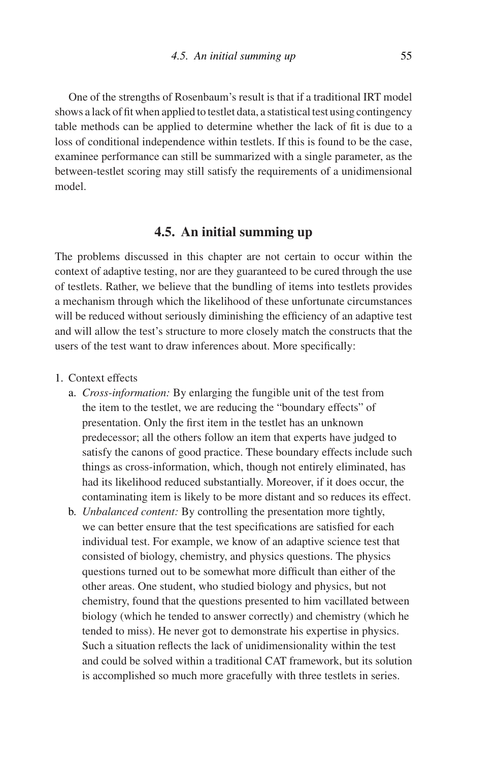One of the strengths of Rosenbaum's result is that if a traditional IRT model shows a lack of fit when applied to testlet data, a statistical test using contingency table methods can be applied to determine whether the lack of fit is due to a loss of conditional independence within testlets. If this is found to be the case, examinee performance can still be summarized with a single parameter, as the between-testlet scoring may still satisfy the requirements of a unidimensional model.

## 4.5. An initial summing up

The problems discussed in this chapter are not certain to occur within the context of adaptive testing, nor are they guaranteed to be cured through the use of testlets. Rather, we believe that the bundling of items into testlets provides a mechanism through which the likelihood of these unfortunate circumstances will be reduced without seriously diminishing the efficiency of an adaptive test and will allow the test's structure to more closely match the constructs that the users of the test want to draw inferences about. More specifically:

1. Context effects
   a. *Cross-information:* By enlarging the fungible unit of the test from the item to the testlet, we are reducing the "boundary effects" of presentation. Only the first item in the testlet has an unknown predecessor; all the others follow an item that experts have judged to satisfy the canons of good practice. These boundary effects include such things as cross-information, which, though not entirely eliminated, has had its likelihood reduced substantially. Moreover, if it does occur, the contaminating item is likely to be more distant and so reduces its effect.
   b. *Unbalanced content:* By controlling the presentation more tightly, we can better ensure that the test specifications are satisfied for each individual test. For example, we know of an adaptive science test that consisted of biology, chemistry, and physics questions. The physics questions turned out to be somewhat more difficult than either of the other areas. One student, who studied biology and physics, but not chemistry, found that the questions presented to him vacillated between biology (which he tended to answer correctly) and chemistry (which he tended to miss). He never got to demonstrate his expertise in physics. Such a situation reflects the lack of unidimensionality within the test and could be solved within a traditional CAT framework, but its solution is accomplished so much more gracefully with three testlets in series.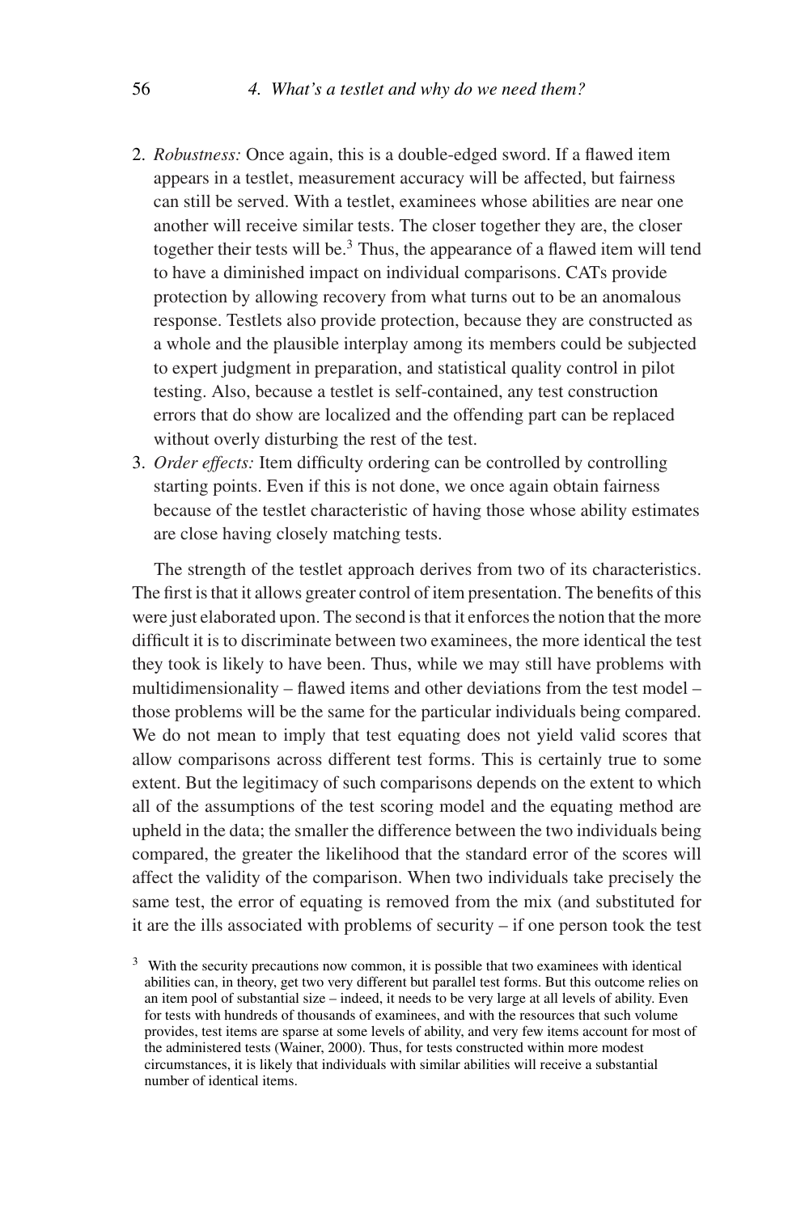2. *Robustness:* Once again, this is a double-edged sword. If a flawed item appears in a testlet, measurement accuracy will be affected, but fairness can still be served. With a testlet, examinees whose abilities are near one another will receive similar tests. The closer together they are, the closer together their tests will be.[3] Thus, the appearance of a flawed item will tend to have a diminished impact on individual comparisons. CATs provide protection by allowing recovery from what turns out to be an anomalous response. Testlets also provide protection, because they are constructed as a whole and the plausible interplay among its members could be subjected to expert judgment in preparation, and statistical quality control in pilot testing. Also, because a testlet is self-contained, any test construction errors that do show are localized and the offending part can be replaced without overly disturbing the rest of the test.
3. *Order effects:* Item difficulty ordering can be controlled by controlling starting points. Even if this is not done, we once again obtain fairness because of the testlet characteristic of having those whose ability estimates are close having closely matching tests.

The strength of the testlet approach derives from two of its characteristics. The first is that it allows greater control of item presentation. The benefits of this were just elaborated upon. The second is that it enforces the notion that the more difficult it is to discriminate between two examinees, the more identical the test they took is likely to have been. Thus, while we may still have problems with multidimensionality – flawed items and other deviations from the test model – those problems will be the same for the particular individuals being compared. We do not mean to imply that test equating does not yield valid scores that allow comparisons across different test forms. This is certainly true to some extent. But the legitimacy of such comparisons depends on the extent to which all of the assumptions of the test scoring model and the equating method are upheld in the data; the smaller the difference between the two individuals being compared, the greater the likelihood that the standard error of the scores will affect the validity of the comparison. When two individuals take precisely the same test, the error of equating is removed from the mix (and substituted for it are the ills associated with problems of security – if one person took the test

[3] With the security precautions now common, it is possible that two examinees with identical abilities can, in theory, get two very different but parallel test forms. But this outcome relies on an item pool of substantial size – indeed, it needs to be very large at all levels of ability. Even for tests with hundreds of thousands of examinees, and with the resources that such volume provides, test items are sparse at some levels of ability, and very few items account for most of the administered tests (Wainer, 2000). Thus, for tests constructed within more modest circumstances, it is likely that individuals with similar abilities will receive a substantial number of identical items.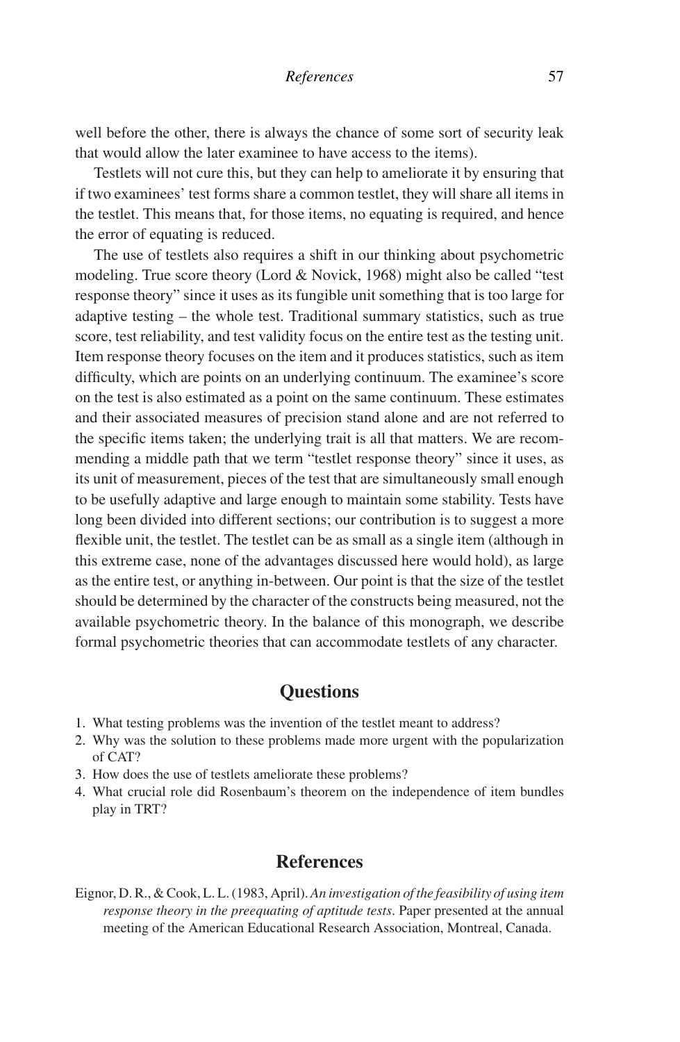well before the other, there is always the chance of some sort of security leak that would allow the later examinee to have access to the items).

Testlets will not cure this, but they can help to ameliorate it by ensuring that if two examinees' test forms share a common testlet, they will share all items in the testlet. This means that, for those items, no equating is required, and hence the error of equating is reduced.

The use of testlets also requires a shift in our thinking about psychometric modeling. True score theory (Lord & Novick, 1968) might also be called "test response theory" since it uses as its fungible unit something that is too large for adaptive testing – the whole test. Traditional summary statistics, such as true score, test reliability, and test validity focus on the entire test as the testing unit. Item response theory focuses on the item and it produces statistics, such as item difficulty, which are points on an underlying continuum. The examinee's score on the test is also estimated as a point on the same continuum. These estimates and their associated measures of precision stand alone and are not referred to the specific items taken; the underlying trait is all that matters. We are recommending a middle path that we term "testlet response theory" since it uses, as its unit of measurement, pieces of the test that are simultaneously small enough to be usefully adaptive and large enough to maintain some stability. Tests have long been divided into different sections; our contribution is to suggest a more flexible unit, the testlet. The testlet can be as small as a single item (although in this extreme case, none of the advantages discussed here would hold), as large as the entire test, or anything in-between. Our point is that the size of the testlet should be determined by the character of the constructs being measured, not the available psychometric theory. In the balance of this monograph, we describe formal psychometric theories that can accommodate testlets of any character.

## Questions

1. What testing problems was the invention of the testlet meant to address?
2. Why was the solution to these problems made more urgent with the popularization of CAT?
3. How does the use of testlets ameliorate these problems?
4. What crucial role did Rosenbaum's theorem on the independence of item bundles play in TRT?

## References

Eignor, D. R., & Cook, L. L. (1983, April). *An investigation of the feasibility of using item response theory in the preequating of aptitude tests*. Paper presented at the annual meeting of the American Educational Research Association, Montreal, Canada.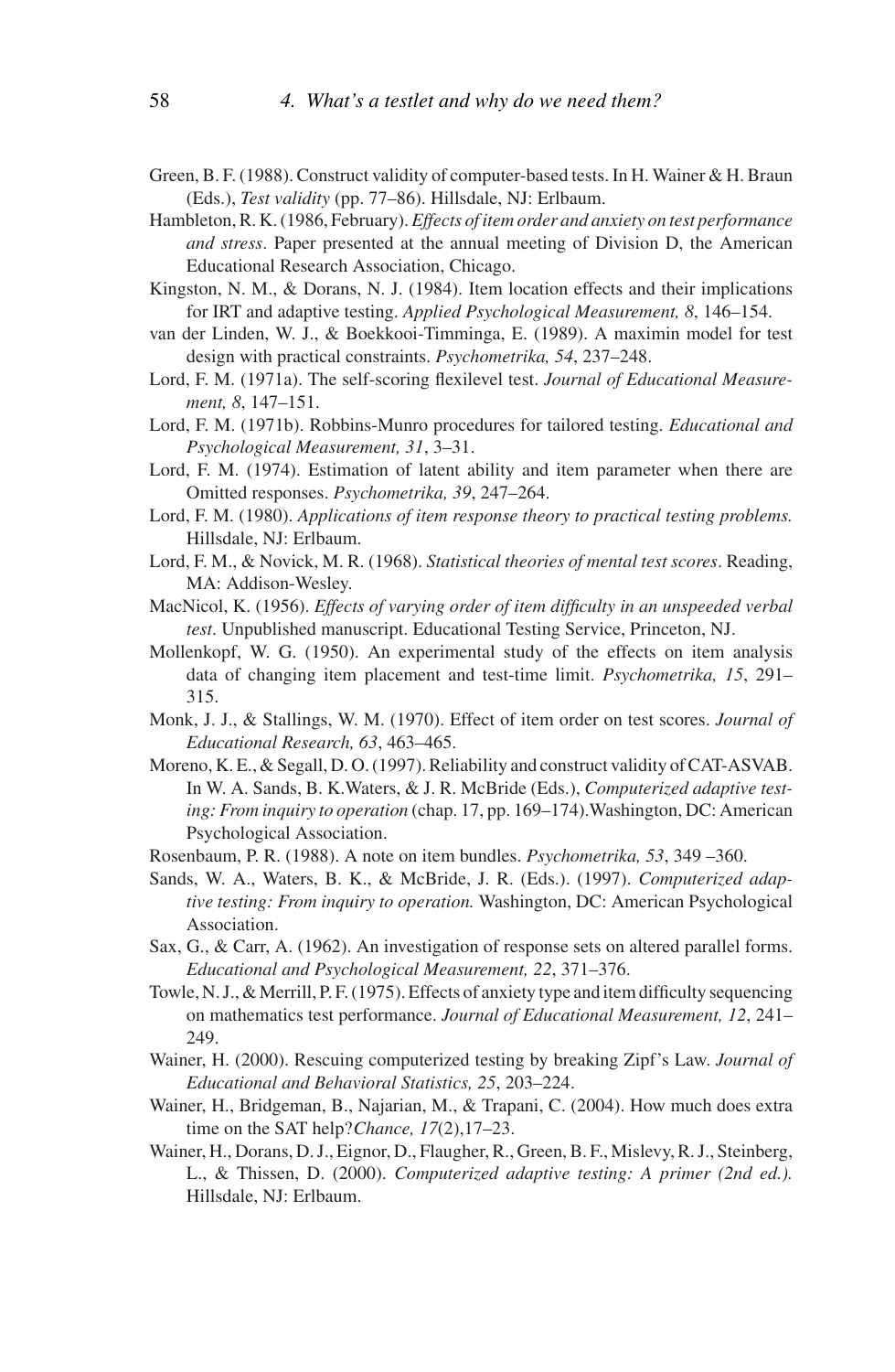Green, B. F. (1988). Construct validity of computer-based tests. In H. Wainer & H. Braun (Eds.), *Test validity* (pp. 77–86). Hillsdale, NJ: Erlbaum.

Hambleton, R. K. (1986, February). *Effects of item order and anxiety on test performance and stress*. Paper presented at the annual meeting of Division D, the American Educational Research Association, Chicago.

Kingston, N. M., & Dorans, N. J. (1984). Item location effects and their implications for IRT and adaptive testing. *Applied Psychological Measurement, 8*, 146–154.

van der Linden, W. J., & Boekkooi-Timminga, E. (1989). A maximin model for test design with practical constraints. *Psychometrika, 54*, 237–248.

Lord, F. M. (1971a). The self-scoring flexilevel test. *Journal of Educational Measurement, 8*, 147–151.

Lord, F. M. (1971b). Robbins-Munro procedures for tailored testing. *Educational and Psychological Measurement, 31*, 3–31.

Lord, F. M. (1974). Estimation of latent ability and item parameter when there are Omitted responses. *Psychometrika, 39*, 247–264.

Lord, F. M. (1980). *Applications of item response theory to practical testing problems.* Hillsdale, NJ: Erlbaum.

Lord, F. M., & Novick, M. R. (1968). *Statistical theories of mental test scores*. Reading, MA: Addison-Wesley.

MacNicol, K. (1956). *Effects of varying order of item difficulty in an unspeeded verbal test*. Unpublished manuscript. Educational Testing Service, Princeton, NJ.

Mollenkopf, W. G. (1950). An experimental study of the effects on item analysis data of changing item placement and test-time limit. *Psychometrika, 15*, 291–315.

Monk, J. J., & Stallings, W. M. (1970). Effect of item order on test scores. *Journal of Educational Research, 63*, 463–465.

Moreno, K. E., & Segall, D. O. (1997). Reliability and construct validity of CAT-ASVAB. In W. A. Sands, B. K.Waters, & J. R. McBride (Eds.), *Computerized adaptive testing: From inquiry to operation* (chap. 17, pp. 169–174).Washington, DC: American Psychological Association.

Rosenbaum, P. R. (1988). A note on item bundles. *Psychometrika, 53*, 349 –360.

Sands, W. A., Waters, B. K., & McBride, J. R. (Eds.). (1997). *Computerized adaptive testing: From inquiry to operation.* Washington, DC: American Psychological Association.

Sax, G., & Carr, A. (1962). An investigation of response sets on altered parallel forms. *Educational and Psychological Measurement, 22*, 371–376.

Towle, N. J., & Merrill, P. F. (1975). Effects of anxiety type and item difficulty sequencing on mathematics test performance. *Journal of Educational Measurement, 12*, 241–249.

Wainer, H. (2000). Rescuing computerized testing by breaking Zipf's Law. *Journal of Educational and Behavioral Statistics, 25*, 203–224.

Wainer, H., Bridgeman, B., Najarian, M., & Trapani, C. (2004). How much does extra time on the SAT help?*Chance, 17*(2),17–23.

Wainer, H., Dorans, D. J., Eignor, D., Flaugher, R., Green, B. F., Mislevy, R. J., Steinberg, L., & Thissen, D. (2000). *Computerized adaptive testing: A primer (2nd ed.).* Hillsdale, NJ: Erlbaum.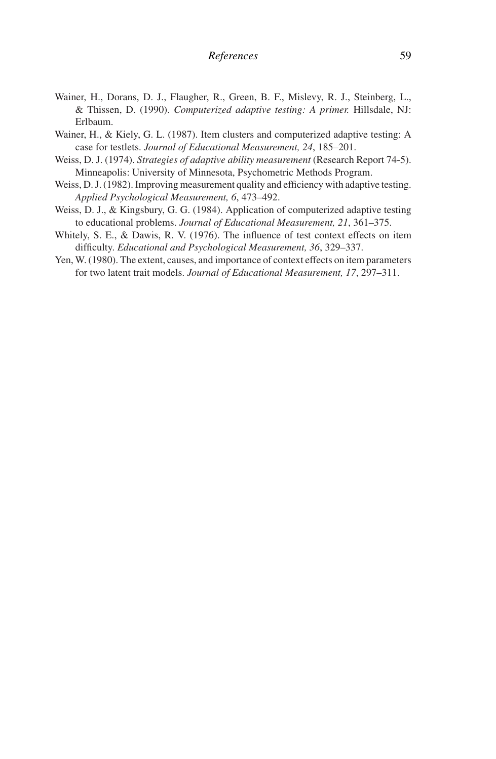Wainer, H., Dorans, D. J., Flaugher, R., Green, B. F., Mislevy, R. J., Steinberg, L., & Thissen, D. (1990). *Computerized adaptive testing: A primer.* Hillsdale, NJ: Erlbaum.

Wainer, H., & Kiely, G. L. (1987). Item clusters and computerized adaptive testing: A case for testlets. *Journal of Educational Measurement, 24*, 185–201.

Weiss, D. J. (1974). *Strategies of adaptive ability measurement* (Research Report 74-5). Minneapolis: University of Minnesota, Psychometric Methods Program.

Weiss, D. J. (1982). Improving measurement quality and efficiency with adaptive testing. *Applied Psychological Measurement, 6*, 473–492.

Weiss, D. J., & Kingsbury, G. G. (1984). Application of computerized adaptive testing to educational problems. *Journal of Educational Measurement, 21*, 361–375.

Whitely, S. E., & Dawis, R. V. (1976). The influence of test context effects on item difficulty. *Educational and Psychological Measurement, 36*, 329–337.

Yen, W. (1980). The extent, causes, and importance of context effects on item parameters for two latent trait models. *Journal of Educational Measurement, 17*, 297–311.